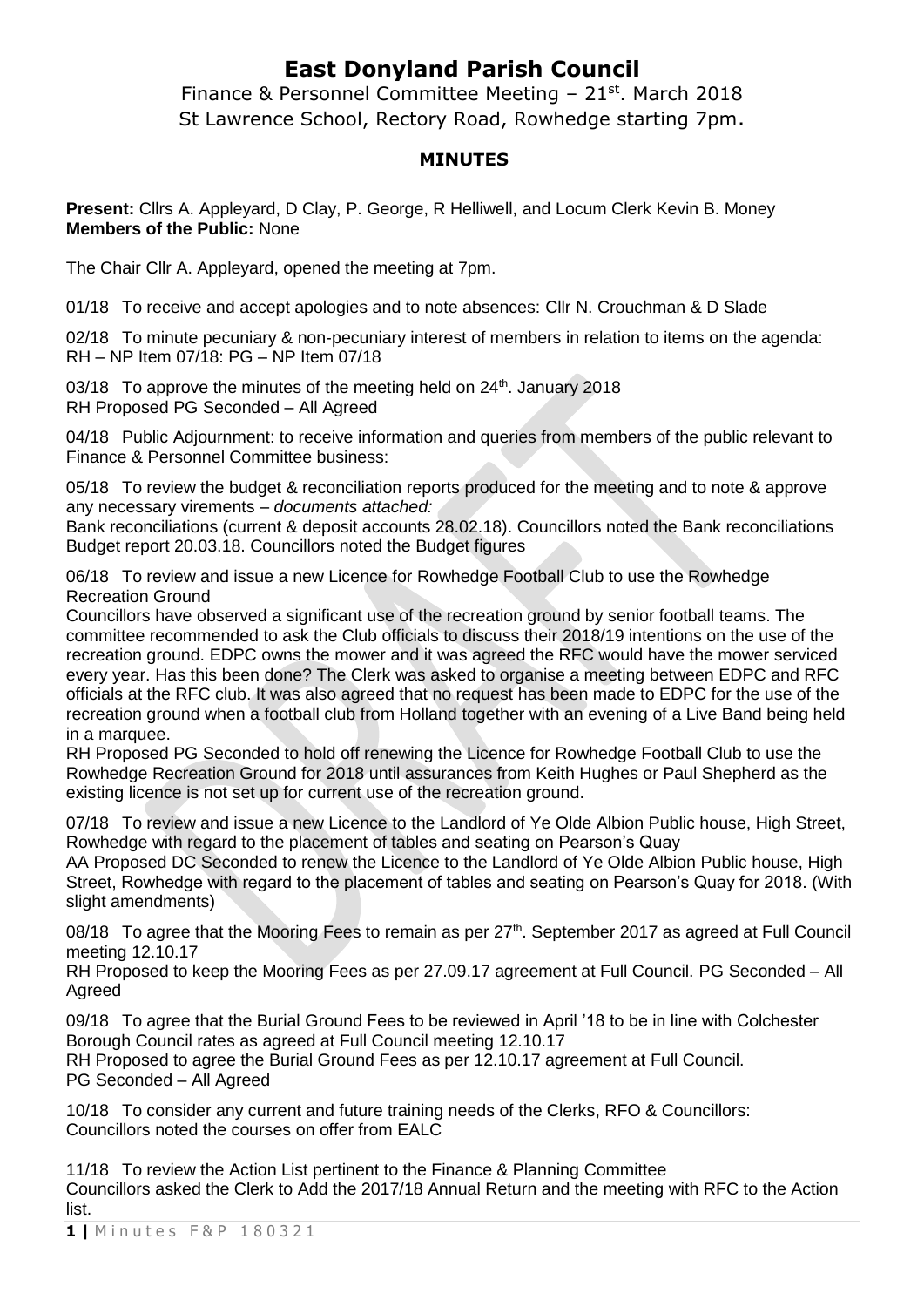# East Donyland Parish Council

Finance & Personnel Committee Meeting – 21st. March 2018
St Lawrence School, Rectory Road, Rowhedge starting 7pm.

## MINUTES

**Present:** Cllrs A. Appleyard, D Clay, P. George, R Helliwell, and Locum Clerk Kevin B. Money
**Members of the Public:** None

The Chair Cllr A. Appleyard, opened the meeting at 7pm.

01/18 To receive and accept apologies and to note absences: Cllr N. Crouchman & D Slade

02/18 To minute pecuniary & non-pecuniary interest of members in relation to items on the agenda:
RH – NP Item 07/18: PG – NP Item 07/18

03/18 To approve the minutes of the meeting held on 24th. January 2018
RH Proposed PG Seconded – All Agreed

04/18 Public Adjournment: to receive information and queries from members of the public relevant to Finance & Personnel Committee business:

05/18 To review the budget & reconciliation reports produced for the meeting and to note & approve any necessary virements – *documents attached:*
Bank reconciliations (current & deposit accounts 28.02.18). Councillors noted the Bank reconciliations
Budget report 20.03.18. Councillors noted the Budget figures

06/18 To review and issue a new Licence for Rowhedge Football Club to use the Rowhedge Recreation Ground
Councillors have observed a significant use of the recreation ground by senior football teams. The committee recommended to ask the Club officials to discuss their 2018/19 intentions on the use of the recreation ground. EDPC owns the mower and it was agreed the RFC would have the mower serviced every year. Has this been done? The Clerk was asked to organise a meeting between EDPC and RFC officials at the RFC club. It was also agreed that no request has been made to EDPC for the use of the recreation ground when a football club from Holland together with an evening of a Live Band being held in a marquee.
RH Proposed PG Seconded to hold off renewing the Licence for Rowhedge Football Club to use the Rowhedge Recreation Ground for 2018 until assurances from Keith Hughes or Paul Shepherd as the existing licence is not set up for current use of the recreation ground.

07/18 To review and issue a new Licence to the Landlord of Ye Olde Albion Public house, High Street, Rowhedge with regard to the placement of tables and seating on Pearson's Quay
AA Proposed DC Seconded to renew the Licence to the Landlord of Ye Olde Albion Public house, High Street, Rowhedge with regard to the placement of tables and seating on Pearson's Quay for 2018. (With slight amendments)

08/18 To agree that the Mooring Fees to remain as per 27th. September 2017 as agreed at Full Council meeting 12.10.17
RH Proposed to keep the Mooring Fees as per 27.09.17 agreement at Full Council. PG Seconded – All Agreed

09/18 To agree that the Burial Ground Fees to be reviewed in April '18 to be in line with Colchester Borough Council rates as agreed at Full Council meeting 12.10.17
RH Proposed to agree the Burial Ground Fees as per 12.10.17 agreement at Full Council.
PG Seconded – All Agreed

10/18 To consider any current and future training needs of the Clerks, RFO & Councillors:
Councillors noted the courses on offer from EALC

11/18 To review the Action List pertinent to the Finance & Planning Committee
Councillors asked the Clerk to Add the 2017/18 Annual Return and the meeting with RFC to the Action list.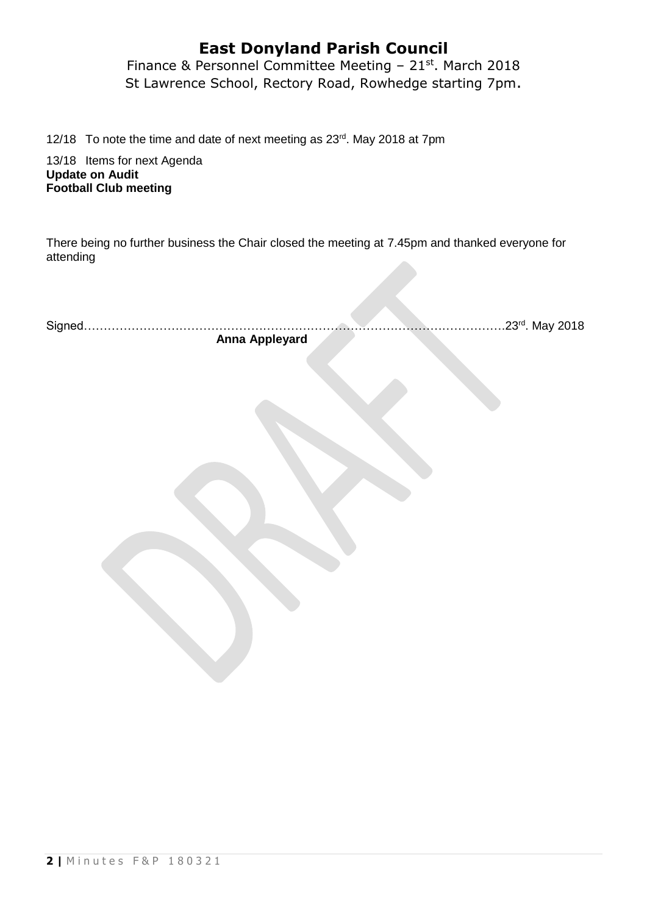# East Donyland Parish Council

Finance & Personnel Committee Meeting – 21st. March 2018
St Lawrence School, Rectory Road, Rowhedge starting 7pm.

12/18 To note the time and date of next meeting as 23rd. May 2018 at 7pm

13/18 Items for next Agenda
**Update on Audit**
**Football Club meeting**

There being no further business the Chair closed the meeting at 7.45pm and thanked everyone for attending

Signed…………………………………………………………………………………………23rd. May 2018
**Anna Appleyard**